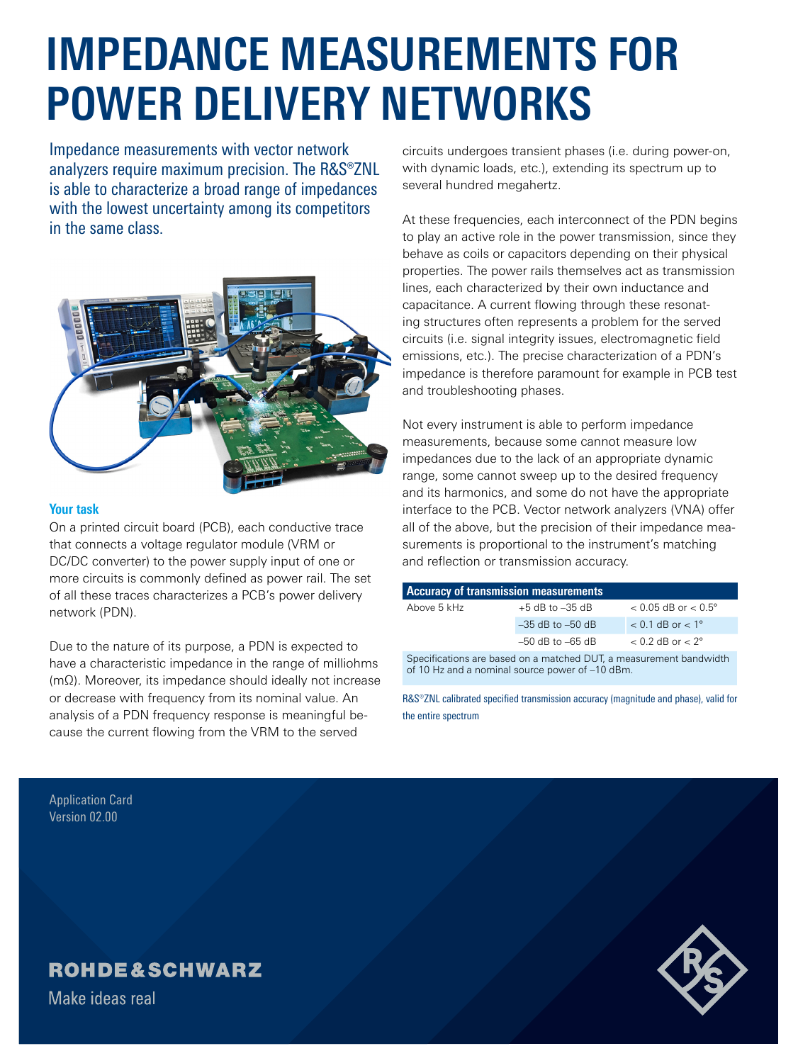# IMPEDANCE MEASUREMENTS FOR POWER DELIVERY NETWORKS

Impedance measurements with vector network analyzers require maximum precision. The R&S®ZNL is able to characterize a broad range of impedances with the lowest uncertainty among its competitors in the same class.

### Your task

On a printed circuit board (PCB), each conductive trace that connects a voltage regulator module (VRM or DC/DC converter) to the power supply input of one or more circuits is commonly defined as power rail. The set of all these traces characterizes a PCB's power delivery network (PDN).

Due to the nature of its purpose, a PDN is expected to have a characteristic impedance in the range of milliohms (mΩ). Moreover, its impedance should ideally not increase or decrease with frequency from its nominal value. An analysis of a PDN frequency response is meaningful because the current flowing from the VRM to the served circuits undergoes transient phases (i.e. during power-on, with dynamic loads, etc.), extending its spectrum up to several hundred megahertz.

At these frequencies, each interconnect of the PDN begins to play an active role in the power transmission, since they behave as coils or capacitors depending on their physical properties. The power rails themselves act as transmission lines, each characterized by their own inductance and capacitance. A current flowing through these resonating structures often represents a problem for the served circuits (i.e. signal integrity issues, electromagnetic field emissions, etc.). The precise characterization of a PDN's impedance is therefore paramount for example in PCB test and troubleshooting phases.

Not every instrument is able to perform impedance measurements, because some cannot measure low impedances due to the lack of an appropriate dynamic range, some cannot sweep up to the desired frequency and its harmonics, and some do not have the appropriate interface to the PCB. Vector network analyzers (VNA) offer all of the above, but the precision of their impedance measurements is proportional to the instrument's matching and reflection or transmission accuracy.

| Accuracy of transmission measurements | | |
|---|---|---|
| Above 5 kHz | +5 dB to –35 dB | < 0.05 dB or < 0.5° |
| | –35 dB to –50 dB | < 0.1 dB or < 1° |
| | –50 dB to –65 dB | < 0.2 dB or < 2° |
| Specifications are based on a matched DUT, a measurement bandwidth of 10 Hz and a nominal source power of –10 dBm. | | |

R&S®ZNL calibrated specified transmission accuracy (magnitude and phase), valid for the entire spectrum

Application Card
Version 02.00

ROHDE&SCHWARZ
Make ideas real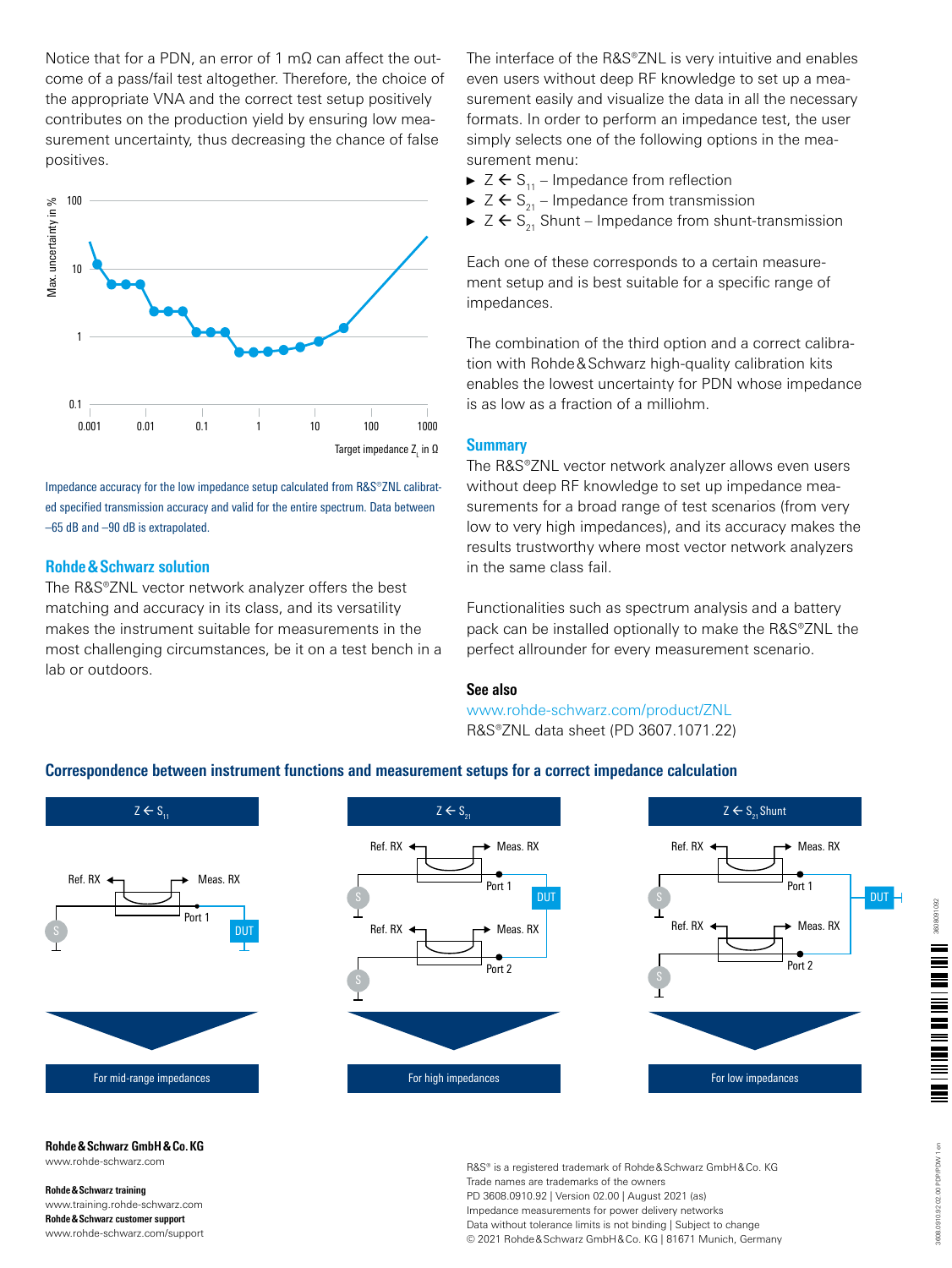Notice that for a PDN, an error of 1 mΩ can affect the outcome of a pass/fail test altogether. Therefore, the choice of the appropriate VNA and the correct test setup positively contributes on the production yield by ensuring low measurement uncertainty, thus decreasing the chance of false positives.

Max. uncertainty in %
100
10
1
0.1
0.001 0.01 0.1 1 10 100 1000
Target impedance $Z_t$ in Ω

Impedance accuracy for the low impedance setup calculated from R&S®ZNL calibrated specified transmission accuracy and valid for the entire spectrum. Data between –65 dB and –90 dB is extrapolated.

## Rohde & Schwarz solution

The R&S®ZNL vector network analyzer offers the best matching and accuracy in its class, and its versatility makes the instrument suitable for measurements in the most challenging circumstances, be it on a test bench in a lab or outdoors.

The interface of the R&S®ZNL is very intuitive and enables even users without deep RF knowledge to set up a measurement easily and visualize the data in all the necessary formats. In order to perform an impedance test, the user simply selects one of the following options in the measurement menu:

- $Z \leftarrow S_{11}$ – Impedance from reflection
- $Z \leftarrow S_{21}$ – Impedance from transmission
- $Z \leftarrow S_{21}$ Shunt – Impedance from shunt-transmission

Each one of these corresponds to a certain measurement setup and is best suitable for a specific range of impedances.

The combination of the third option and a correct calibration with Rohde & Schwarz high-quality calibration kits enables the lowest uncertainty for PDN whose impedance is as low as a fraction of a milliohm.

## Summary

The R&S®ZNL vector network analyzer allows even users without deep RF knowledge to set up impedance measurements for a broad range of test scenarios (from very low to very high impedances), and its accuracy makes the results trustworthy where most vector network analyzers in the same class fail.

Functionalities such as spectrum analysis and a battery pack can be installed optionally to make the R&S®ZNL the perfect allrounder for every measurement scenario.

### See also

www.rohde-schwarz.com/product/ZNL
R&S®ZNL data sheet (PD 3607.1071.22)

## Correspondence between instrument functions and measurement setups for a correct impedance calculation

$Z \leftarrow S_{11}$
Ref. RX Meas. RX Port 1 S DUT
For mid-range impedances

$Z \leftarrow S_{21}$
Ref. RX Meas. RX Port 1 S DUT Ref. RX Meas. RX Port 2 S
For high impedances

$Z \leftarrow S_{21}$ Shunt
Ref. RX Meas. RX Port 1 S DUT Ref. RX Meas. RX Port 2 S
For low impedances

**Rohde & Schwarz GmbH & Co. KG**
www.rohde-schwarz.com

**Rohde & Schwarz training**
www.training.rohde-schwarz.com
**Rohde & Schwarz customer support**
www.rohde-schwarz.com/support

R&S® is a registered trademark of Rohde & Schwarz GmbH & Co. KG
Trade names are trademarks of the owners
PD 3608.0910.92 | Version 02.00 | August 2021 (as)
Impedance measurements for power delivery networks
Data without tolerance limits is not binding | Subject to change
© 2021 Rohde & Schwarz GmbH & Co. KG | 81671 Munich, Germany